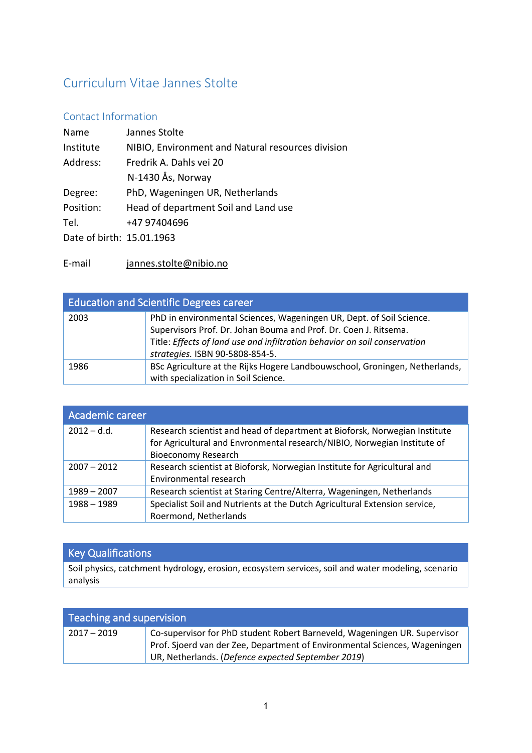# Curriculum Vitae Jannes Stolte

## Contact Information

| | |
|---|---|
| Name | Jannes Stolte |
| Institute | NIBIO, Environment and Natural resources division |
| Address: | Fredrik A. Dahls vei 20 |
| | N-1430 Ås, Norway |
| Degree: | PhD, Wageningen UR, Netherlands |
| Position: | Head of department Soil and Land use |
| Tel. | +47 97404696 |
| Date of birth: | 15.01.1963 |
| E-mail | jannes.stolte@nibio.no |

| Education and Scientific Degrees career | |
|---|---|
| 2003 | PhD in environmental Sciences, Wageningen UR, Dept. of Soil Science. Supervisors Prof. Dr. Johan Bouma and Prof. Dr. Coen J. Ritsema. Title: *Effects of land use and infiltration behavior on soil conservation strategies.* ISBN 90-5808-854-5. |
| 1986 | BSc Agriculture at the Rijks Hogere Landbouwschool, Groningen, Netherlands, with specialization in Soil Science. |

| Academic career | |
|---|---|
| 2012 – d.d. | Research scientist and head of department at Bioforsk, Norwegian Institute for Agricultural and Envronmental research/NIBIO, Norwegian Institute of Bioeconomy Research |
| 2007 – 2012 | Research scientist at Bioforsk, Norwegian Institute for Agricultural and Environmental research |
| 1989 – 2007 | Research scientist at Staring Centre/Alterra, Wageningen, Netherlands |
| 1988 – 1989 | Specialist Soil and Nutrients at the Dutch Agricultural Extension service, Roermond, Netherlands |

| Key Qualifications |
|---|
| Soil physics, catchment hydrology, erosion, ecosystem services, soil and water modeling, scenario analysis |

| Teaching and supervision | |
|---|---|
| 2017 – 2019 | Co-supervisor for PhD student Robert Barneveld, Wageningen UR. Supervisor Prof. Sjoerd van der Zee, Department of Environmental Sciences, Wageningen UR, Netherlands. (*Defence expected September 2019*) |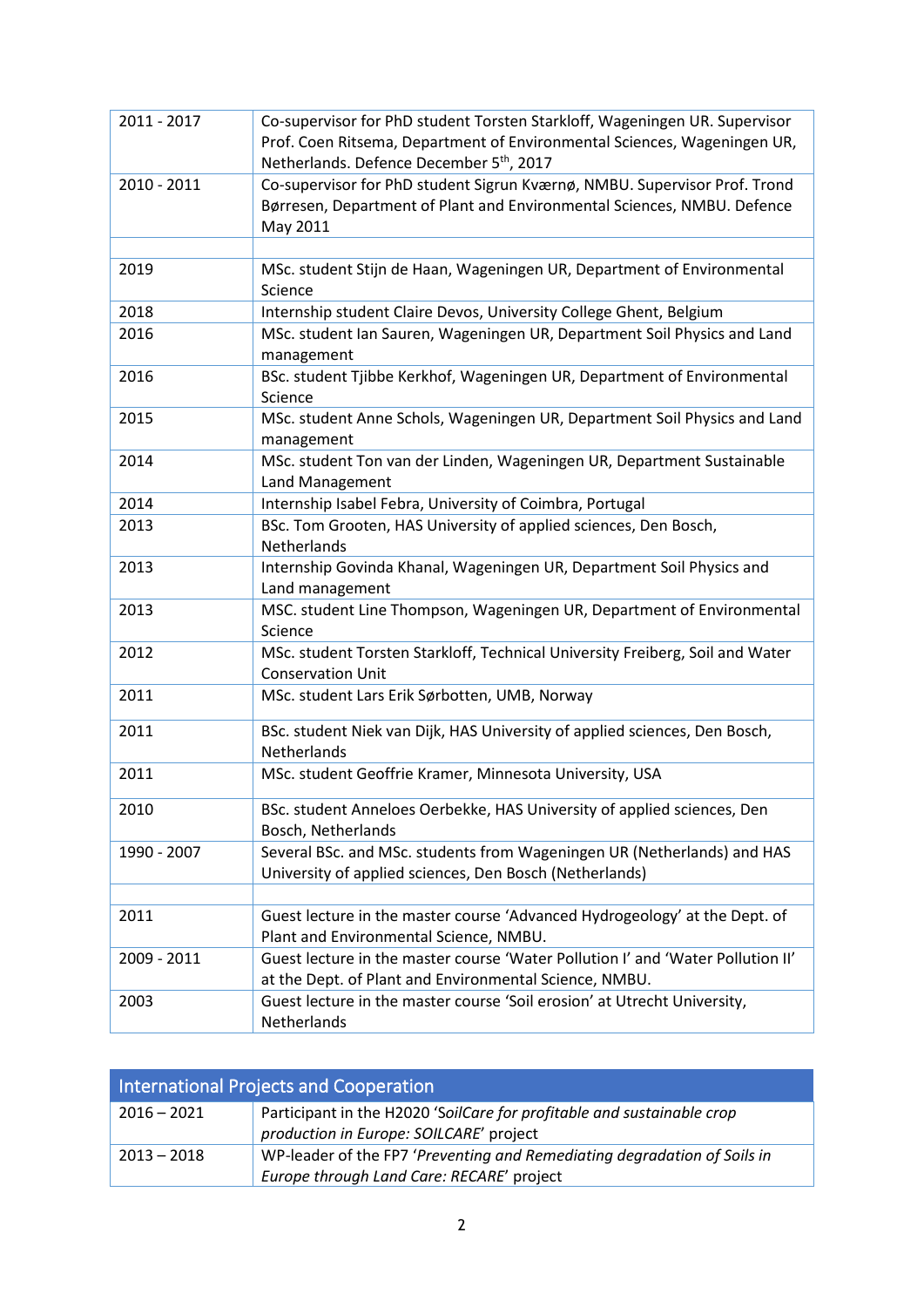| | |
|---|---|
| 2011 - 2017 | Co-supervisor for PhD student Torsten Starkloff, Wageningen UR. Supervisor Prof. Coen Ritsema, Department of Environmental Sciences, Wageningen UR, Netherlands. Defence December 5th, 2017 |
| 2010 - 2011 | Co-supervisor for PhD student Sigrun Kværnø, NMBU. Supervisor Prof. Trond Børresen, Department of Plant and Environmental Sciences, NMBU. Defence May 2011 |
| | |
| 2019 | MSc. student Stijn de Haan, Wageningen UR, Department of Environmental Science |
| 2018 | Internship student Claire Devos, University College Ghent, Belgium |
| 2016 | MSc. student Ian Sauren, Wageningen UR, Department Soil Physics and Land management |
| 2016 | BSc. student Tjibbe Kerkhof, Wageningen UR, Department of Environmental Science |
| 2015 | MSc. student Anne Schols, Wageningen UR, Department Soil Physics and Land management |
| 2014 | MSc. student Ton van der Linden, Wageningen UR, Department Sustainable Land Management |
| 2014 | Internship Isabel Febra, University of Coimbra, Portugal |
| 2013 | BSc. Tom Grooten, HAS University of applied sciences, Den Bosch, Netherlands |
| 2013 | Internship Govinda Khanal, Wageningen UR, Department Soil Physics and Land management |
| 2013 | MSC. student Line Thompson, Wageningen UR, Department of Environmental Science |
| 2012 | MSc. student Torsten Starkloff, Technical University Freiberg, Soil and Water Conservation Unit |
| 2011 | MSc. student Lars Erik Sørbotten, UMB, Norway |
| 2011 | BSc. student Niek van Dijk, HAS University of applied sciences, Den Bosch, Netherlands |
| 2011 | MSc. student Geoffrie Kramer, Minnesota University, USA |
| 2010 | BSc. student Anneloes Oerbekke, HAS University of applied sciences, Den Bosch, Netherlands |
| 1990 - 2007 | Several BSc. and MSc. students from Wageningen UR (Netherlands) and HAS University of applied sciences, Den Bosch (Netherlands) |
| | |
| 2011 | Guest lecture in the master course 'Advanced Hydrogeology' at the Dept. of Plant and Environmental Science, NMBU. |
| 2009 - 2011 | Guest lecture in the master course 'Water Pollution I' and 'Water Pollution II' at the Dept. of Plant and Environmental Science, NMBU. |
| 2003 | Guest lecture in the master course 'Soil erosion' at Utrecht University, Netherlands |

## International Projects and Cooperation

| | |
|---|---|
| 2016 – 2021 | Participant in the H2020 '*SoilCare for profitable and sustainable crop production in Europe: SOILCARE*' project |
| 2013 – 2018 | WP-leader of the FP7 '*Preventing and Remediating degradation of Soils in Europe through Land Care: RECARE*' project |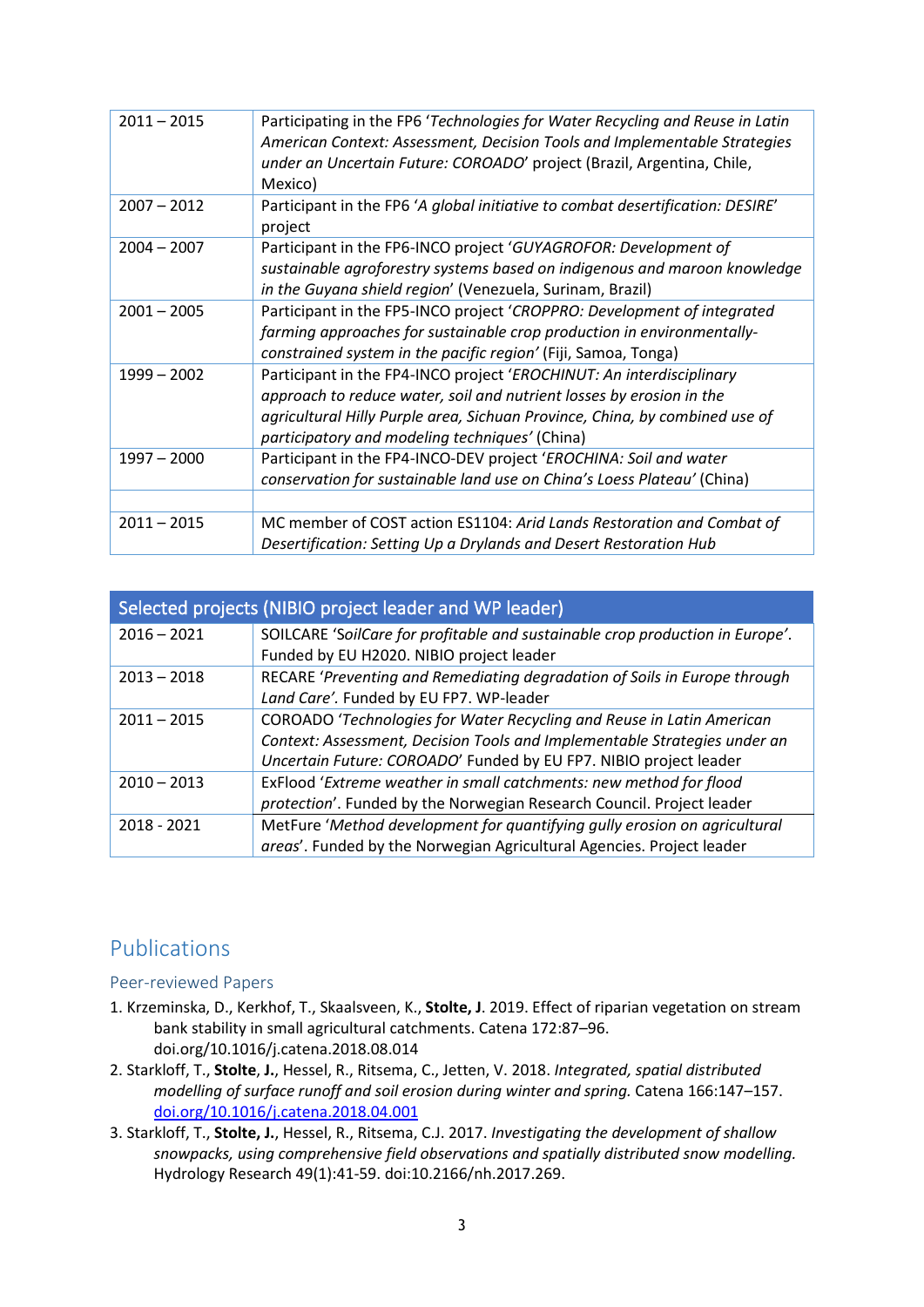| | |
|---|---|
| 2011 – 2015 | Participating in the FP6 '*Technologies for Water Recycling and Reuse in Latin American Context: Assessment, Decision Tools and Implementable Strategies under an Uncertain Future: COROADO*' project (Brazil, Argentina, Chile, Mexico) |
| 2007 – 2012 | Participant in the FP6 '*A global initiative to combat desertification: DESIRE*' project |
| 2004 – 2007 | Participant in the FP6-INCO project '*GUYAGROFOR: Development of sustainable agroforestry systems based on indigenous and maroon knowledge in the Guyana shield region*' (Venezuela, Surinam, Brazil) |
| 2001 – 2005 | Participant in the FP5-INCO project '*CROPPRO: Development of integrated farming approaches for sustainable crop production in environmentally-constrained system in the pacific region*' (Fiji, Samoa, Tonga) |
| 1999 – 2002 | Participant in the FP4-INCO project '*EROCHINUT: An interdisciplinary approach to reduce water, soil and nutrient losses by erosion in the agricultural Hilly Purple area, Sichuan Province, China, by combined use of participatory and modeling techniques*' (China) |
| 1997 – 2000 | Participant in the FP4-INCO-DEV project '*EROCHINA: Soil and water conservation for sustainable land use on China's Loess Plateau*' (China) |
| | |
| 2011 – 2015 | MC member of COST action ES1104: *Arid Lands Restoration and Combat of Desertification: Setting Up a Drylands and Desert Restoration Hub* |

| Selected projects (NIBIO project leader and WP leader) | |
|---|---|
| 2016 – 2021 | SOILCARE '*SoilCare for profitable and sustainable crop production in Europe*'. Funded by EU H2020. NIBIO project leader |
| 2013 – 2018 | RECARE '*Preventing and Remediating degradation of Soils in Europe through Land Care*'. Funded by EU FP7. WP-leader |
| 2011 – 2015 | COROADO '*Technologies for Water Recycling and Reuse in Latin American Context: Assessment, Decision Tools and Implementable Strategies under an Uncertain Future: COROADO*' Funded by EU FP7. NIBIO project leader |
| 2010 – 2013 | ExFlood '*Extreme weather in small catchments: new method for flood protection*'. Funded by the Norwegian Research Council. Project leader |
| 2018 - 2021 | MetFure '*Method development for quantifying gully erosion on agricultural areas*'. Funded by the Norwegian Agricultural Agencies. Project leader |

# Publications

## Peer-reviewed Papers

1. Krzeminska, D., Kerkhof, T., Skaalsveen, K., **Stolte, J**. 2019. Effect of riparian vegetation on stream bank stability in small agricultural catchments. Catena 172:87–96. doi.org/10.1016/j.catena.2018.08.014
2. Starkloff, T., **Stolte**, **J.**, Hessel, R., Ritsema, C., Jetten, V. 2018. *Integrated, spatial distributed modelling of surface runoff and soil erosion during winter and spring.* Catena 166:147–157. doi.org/10.1016/j.catena.2018.04.001
3. Starkloff, T., **Stolte, J.**, Hessel, R., Ritsema, C.J. 2017. *Investigating the development of shallow snowpacks, using comprehensive field observations and spatially distributed snow modelling.* Hydrology Research 49(1):41-59. doi:10.2166/nh.2017.269.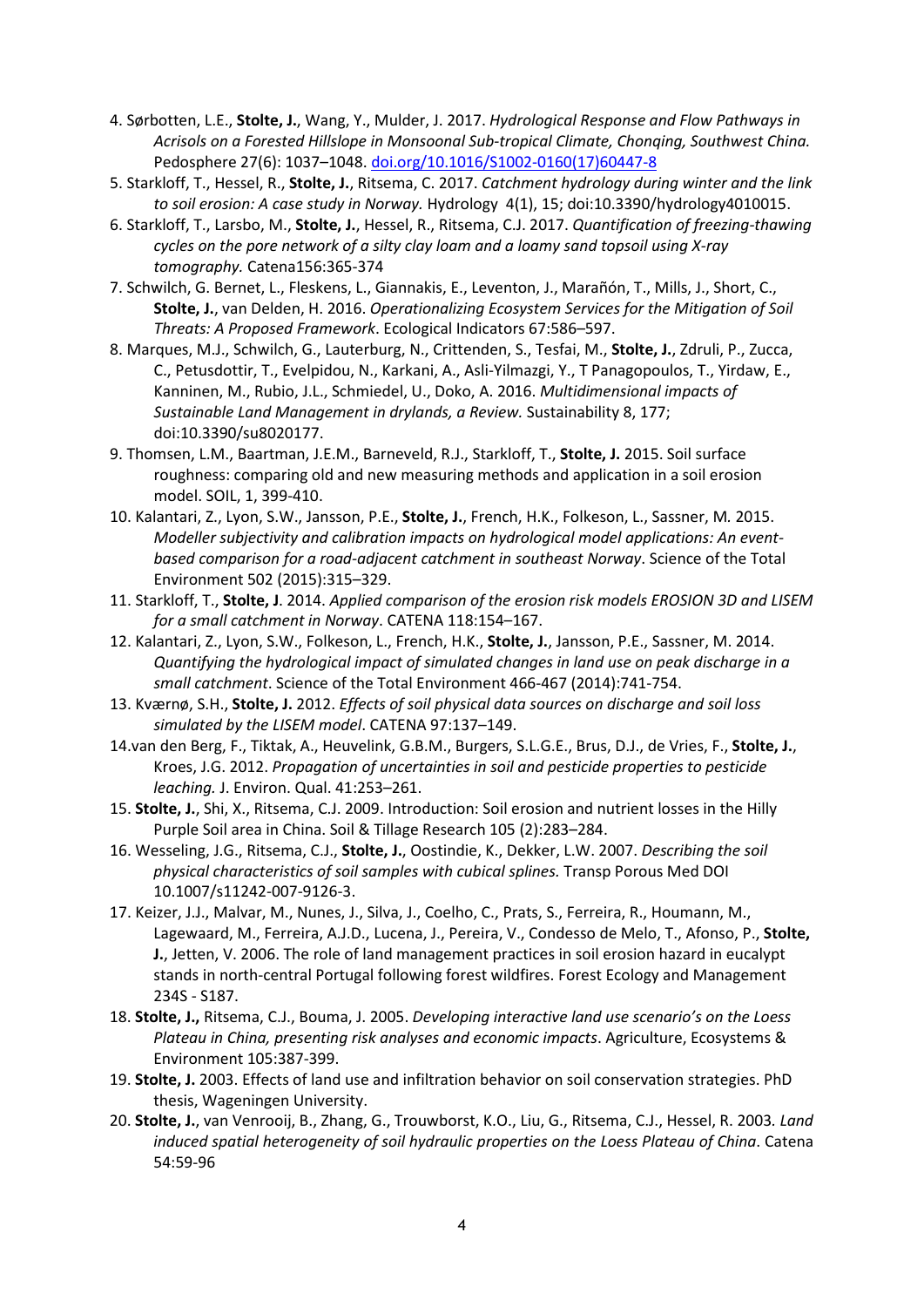4. Sørbotten, L.E., **Stolte, J.**, Wang, Y., Mulder, J. 2017. *Hydrological Response and Flow Pathways in Acrisols on a Forested Hillslope in Monsoonal Sub-tropical Climate, Chonqing, Southwest China.* Pedosphere 27(6): 1037–1048. doi.org/10.1016/S1002-0160(17)60447-8
5. Starkloff, T., Hessel, R., **Stolte, J.**, Ritsema, C. 2017. *Catchment hydrology during winter and the link to soil erosion: A case study in Norway.* Hydrology 4(1), 15; doi:10.3390/hydrology4010015.
6. Starkloff, T., Larsbo, M., **Stolte, J.**, Hessel, R., Ritsema, C.J. 2017. *Quantification of freezing-thawing cycles on the pore network of a silty clay loam and a loamy sand topsoil using X-ray tomography.* Catena156:365-374
7. Schwilch, G. Bernet, L., Fleskens, L., Giannakis, E., Leventon, J., Marañón, T., Mills, J., Short, C., **Stolte, J.**, van Delden, H. 2016. *Operationalizing Ecosystem Services for the Mitigation of Soil Threats: A Proposed Framework*. Ecological Indicators 67:586–597.
8. Marques, M.J., Schwilch, G., Lauterburg, N., Crittenden, S., Tesfai, M., **Stolte, J.**, Zdruli, P., Zucca, C., Petusdottir, T., Evelpidou, N., Karkani, A., Asli-Yilmazgi, Y., T Panagopoulos, T., Yirdaw, E., Kanninen, M., Rubio, J.L., Schmiedel, U., Doko, A. 2016. *Multidimensional impacts of Sustainable Land Management in drylands, a Review.* Sustainability 8, 177; doi:10.3390/su8020177.
9. Thomsen, L.M., Baartman, J.E.M., Barneveld, R.J., Starkloff, T., **Stolte, J.** 2015. Soil surface roughness: comparing old and new measuring methods and application in a soil erosion model. SOIL, 1, 399-410.
10. Kalantari, Z., Lyon, S.W., Jansson, P.E., **Stolte, J.**, French, H.K., Folkeson, L., Sassner, M. 2015. *Modeller subjectivity and calibration impacts on hydrological model applications: An event-based comparison for a road-adjacent catchment in southeast Norway*. Science of the Total Environment 502 (2015):315–329.
11. Starkloff, T., **Stolte, J**. 2014. *Applied comparison of the erosion risk models EROSION 3D and LISEM for a small catchment in Norway*. CATENA 118:154–167.
12. Kalantari, Z., Lyon, S.W., Folkeson, L., French, H.K., **Stolte, J.**, Jansson, P.E., Sassner, M. 2014. *Quantifying the hydrological impact of simulated changes in land use on peak discharge in a small catchment*. Science of the Total Environment 466-467 (2014):741-754.
13. Kværnø, S.H., **Stolte, J.** 2012. *Effects of soil physical data sources on discharge and soil loss simulated by the LISEM model*. CATENA 97:137–149.
14. van den Berg, F., Tiktak, A., Heuvelink, G.B.M., Burgers, S.L.G.E., Brus, D.J., de Vries, F., **Stolte, J.**, Kroes, J.G. 2012. *Propagation of uncertainties in soil and pesticide properties to pesticide leaching.* J. Environ. Qual. 41:253–261.
15. **Stolte, J.**, Shi, X., Ritsema, C.J. 2009. Introduction: Soil erosion and nutrient losses in the Hilly Purple Soil area in China. Soil & Tillage Research 105 (2):283–284.
16. Wesseling, J.G., Ritsema, C.J., **Stolte, J.**, Oostindie, K., Dekker, L.W. 2007. *Describing the soil physical characteristics of soil samples with cubical splines.* Transp Porous Med DOI 10.1007/s11242-007-9126-3.
17. Keizer, J.J., Malvar, M., Nunes, J., Silva, J., Coelho, C., Prats, S., Ferreira, R., Houmann, M., Lagewaard, M., Ferreira, A.J.D., Lucena, J., Pereira, V., Condesso de Melo, T., Afonso, P., **Stolte, J.**, Jetten, V. 2006. The role of land management practices in soil erosion hazard in eucalypt stands in north-central Portugal following forest wildfires. Forest Ecology and Management 234S - S187.
18. **Stolte, J.,** Ritsema, C.J., Bouma, J. 2005. *Developing interactive land use scenario's on the Loess Plateau in China, presenting risk analyses and economic impacts*. Agriculture, Ecosystems & Environment 105:387-399.
19. **Stolte, J.** 2003. Effects of land use and infiltration behavior on soil conservation strategies. PhD thesis, Wageningen University.
20. **Stolte, J.**, van Venrooij, B., Zhang, G., Trouwborst, K.O., Liu, G., Ritsema, C.J., Hessel, R. 2003. *Land induced spatial heterogeneity of soil hydraulic properties on the Loess Plateau of China*. Catena 54:59-96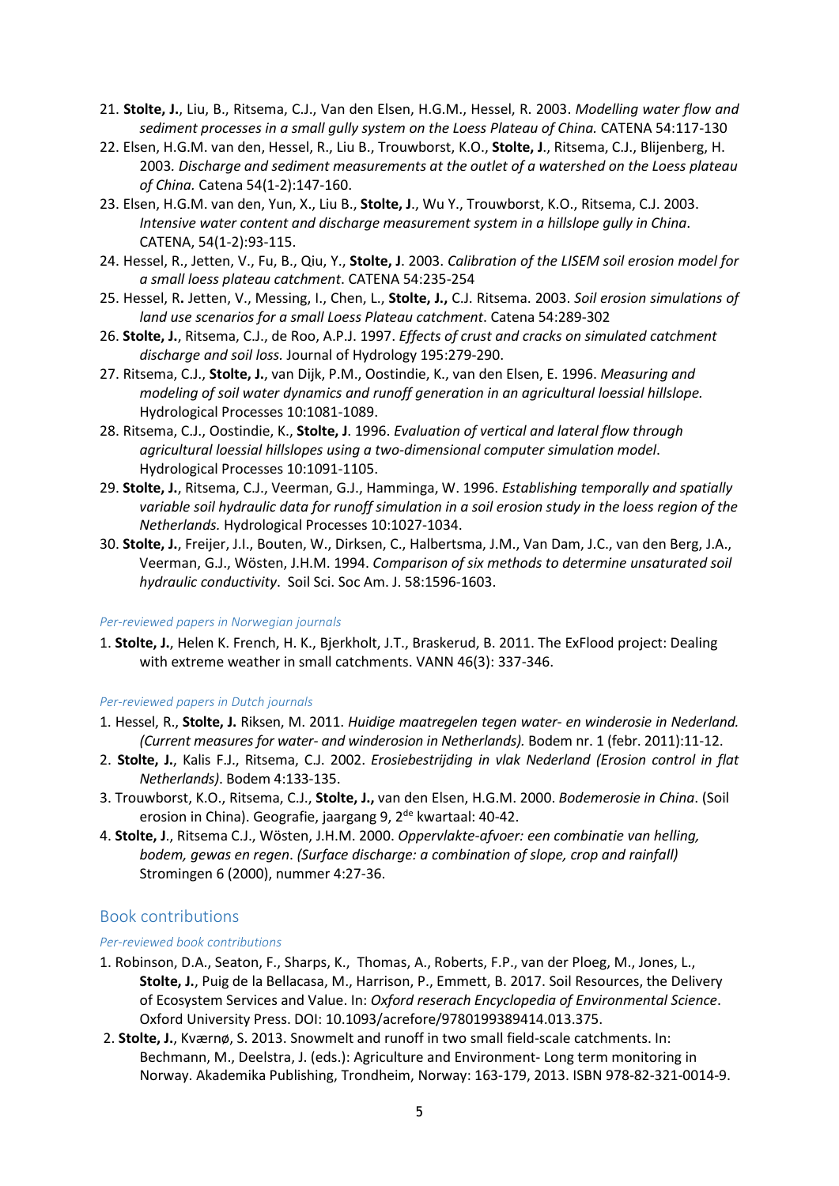21. **Stolte, J.**, Liu, B., Ritsema, C.J., Van den Elsen, H.G.M., Hessel, R. 2003. *Modelling water flow and sediment processes in a small gully system on the Loess Plateau of China.* CATENA 54:117-130
22. Elsen, H.G.M. van den, Hessel, R., Liu B., Trouwborst, K.O., **Stolte, J**., Ritsema, C.J., Blijenberg, H. 2003*. Discharge and sediment measurements at the outlet of a watershed on the Loess plateau of China.* Catena 54(1-2):147-160.
23. Elsen, H.G.M. van den, Yun, X., Liu B., **Stolte, J**., Wu Y., Trouwborst, K.O., Ritsema, C.J. 2003. *Intensive water content and discharge measurement system in a hillslope gully in China*. CATENA, 54(1-2):93-115.
24. Hessel, R., Jetten, V., Fu, B., Qiu, Y., **Stolte, J**. 2003. *Calibration of the LISEM soil erosion model for a small loess plateau catchment*. CATENA 54:235-254
25. Hessel, R**.** Jetten, V., Messing, I., Chen, L., **Stolte, J.,** C.J. Ritsema. 2003. *Soil erosion simulations of land use scenarios for a small Loess Plateau catchment*. Catena 54:289-302
26. **Stolte, J.**, Ritsema, C.J., de Roo, A.P.J. 1997. *Effects of crust and cracks on simulated catchment discharge and soil loss.* Journal of Hydrology 195:279-290.
27. Ritsema, C.J., **Stolte, J.**, van Dijk, P.M., Oostindie, K., van den Elsen, E. 1996. *Measuring and modeling of soil water dynamics and runoff generation in an agricultural loessial hillslope.* Hydrological Processes 10:1081-1089.
28. Ritsema, C.J., Oostindie, K., **Stolte, J**. 1996. *Evaluation of vertical and lateral flow through agricultural loessial hillslopes using a two-dimensional computer simulation model*. Hydrological Processes 10:1091-1105.
29. **Stolte, J.**, Ritsema, C.J., Veerman, G.J., Hamminga, W. 1996. *Establishing temporally and spatially variable soil hydraulic data for runoff simulation in a soil erosion study in the loess region of the Netherlands.* Hydrological Processes 10:1027-1034.
30. **Stolte, J.**, Freijer, J.I., Bouten, W., Dirksen, C., Halbertsma, J.M., Van Dam, J.C., van den Berg, J.A., Veerman, G.J., Wösten, J.H.M. 1994. *Comparison of six methods to determine unsaturated soil hydraulic conductivity*. Soil Sci. Soc Am. J. 58:1596-1603.

*Per-reviewed papers in Norwegian journals*

1. **Stolte, J.**, Helen K. French, H. K., Bjerkholt, J.T., Braskerud, B. 2011. The ExFlood project: Dealing with extreme weather in small catchments. VANN 46(3): 337-346.

*Per-reviewed papers in Dutch journals*

1. Hessel, R., **Stolte, J.** Riksen, M. 2011. *Huidige maatregelen tegen water- en winderosie in Nederland. (Current measures for water- and winderosion in Netherlands).* Bodem nr. 1 (febr. 2011):11-12.
2. **Stolte, J.**, Kalis F.J., Ritsema, C.J. 2002. *Erosiebestrijding in vlak Nederland (Erosion control in flat Netherlands)*. Bodem 4:133-135.
3. Trouwborst, K.O., Ritsema, C.J., **Stolte, J.,** van den Elsen, H.G.M. 2000. *Bodemerosie in China*. (Soil erosion in China). Geografie, jaargang 9, 2de kwartaal: 40-42.
4. **Stolte, J**., Ritsema C.J., Wösten, J.H.M. 2000. *Oppervlakte-afvoer: een combinatie van helling, bodem, gewas en regen*. *(Surface discharge: a combination of slope, crop and rainfall)* Stromingen 6 (2000), nummer 4:27-36.

## Book contributions

*Per-reviewed book contributions*

1. Robinson, D.A., Seaton, F., Sharps, K., Thomas, A., Roberts, F.P., van der Ploeg, M., Jones, L., **Stolte, J.**, Puig de la Bellacasa, M., Harrison, P., Emmett, B. 2017. Soil Resources, the Delivery of Ecosystem Services and Value. In: *Oxford reserach Encyclopedia of Environmental Science*. Oxford University Press. DOI: 10.1093/acrefore/9780199389414.013.375.
2. **Stolte, J.**, Kværnø, S. 2013. Snowmelt and runoff in two small field-scale catchments. In: Bechmann, M., Deelstra, J. (eds.): Agriculture and Environment- Long term monitoring in Norway. Akademika Publishing, Trondheim, Norway: 163-179, 2013. ISBN 978-82-321-0014-9.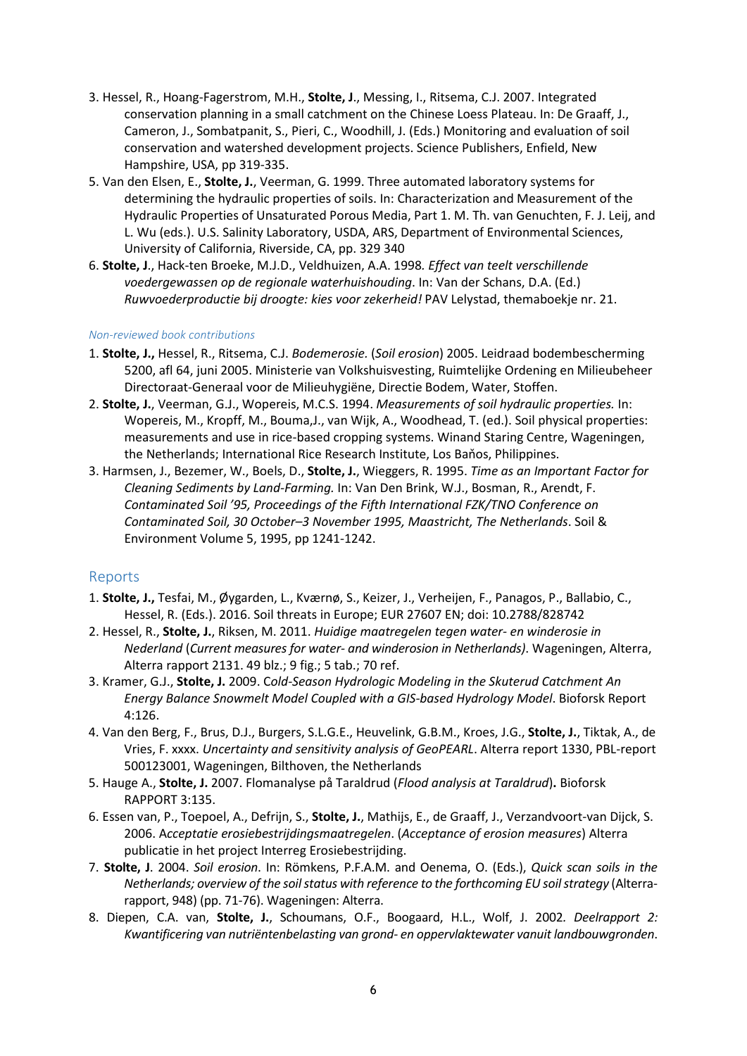3. Hessel, R., Hoang-Fagerstrom, M.H., **Stolte, J**., Messing, I., Ritsema, C.J. 2007. Integrated conservation planning in a small catchment on the Chinese Loess Plateau. In: De Graaff, J., Cameron, J., Sombatpanit, S., Pieri, C., Woodhill, J. (Eds.) Monitoring and evaluation of soil conservation and watershed development projects. Science Publishers, Enfield, New Hampshire, USA, pp 319-335.
5. Van den Elsen, E., **Stolte, J.**, Veerman, G. 1999. Three automated laboratory systems for determining the hydraulic properties of soils. In: Characterization and Measurement of the Hydraulic Properties of Unsaturated Porous Media, Part 1. M. Th. van Genuchten, F. J. Leij, and L. Wu (eds.). U.S. Salinity Laboratory, USDA, ARS, Department of Environmental Sciences, University of California, Riverside, CA, pp. 329 340
6. **Stolte, J**., Hack-ten Broeke, M.J.D., Veldhuizen, A.A. 1998*. Effect van teelt verschillende voedergewassen op de regionale waterhuishouding*. In: Van der Schans, D.A. (Ed.) *Ruwvoederproductie bij droogte: kies voor zekerheid!* PAV Lelystad, themaboekje nr. 21.

### Non-reviewed book contributions

1. **Stolte, J.,** Hessel, R., Ritsema, C.J. *Bodemerosie.* (*Soil erosion*) 2005. Leidraad bodembescherming 5200, afl 64, juni 2005. Ministerie van Volkshuisvesting, Ruimtelijke Ordening en Milieubeheer Directoraat-Generaal voor de Milieuhygiëne, Directie Bodem, Water, Stoffen.
2. **Stolte, J.**, Veerman, G.J., Wopereis, M.C.S. 1994. *Measurements of soil hydraulic properties.* In: Wopereis, M., Kropff, M., Bouma,J., van Wijk, A., Woodhead, T. (ed.). Soil physical properties: measurements and use in rice-based cropping systems. Winand Staring Centre, Wageningen, the Netherlands; International Rice Research Institute, Los Baňos, Philippines.
3. Harmsen, J., Bezemer, W., Boels, D., **Stolte, J.**, Wieggers, R. 1995. *Time as an Important Factor for Cleaning Sediments by Land-Farming.* In: Van Den Brink, W.J., Bosman, R., Arendt, F. *Contaminated Soil '95, Proceedings of the Fifth International FZK/TNO Conference on Contaminated Soil, 30 October–3 November 1995, Maastricht, The Netherlands*. Soil & Environment Volume 5, 1995, pp 1241-1242.

## Reports

1. **Stolte, J.,** Tesfai, M., Øygarden, L., Kværnø, S., Keizer, J., Verheijen, F., Panagos, P., Ballabio, C., Hessel, R. (Eds.). 2016. Soil threats in Europe; EUR 27607 EN; doi: 10.2788/828742
2. Hessel, R., **Stolte, J.**, Riksen, M. 2011. *Huidige maatregelen tegen water- en winderosie in Nederland* (*Current measures for water- and winderosion in Netherlands)*. Wageningen, Alterra, Alterra rapport 2131. 49 blz.; 9 fig.; 5 tab.; 70 ref.
3. Kramer, G.J., **Stolte, J.** 2009. C*old-Season Hydrologic Modeling in the Skuterud Catchment An Energy Balance Snowmelt Model Coupled with a GIS-based Hydrology Model*. Bioforsk Report 4:126.
4. Van den Berg, F., Brus, D.J., Burgers, S.L.G.E., Heuvelink, G.B.M., Kroes, J.G., **Stolte, J.**, Tiktak, A., de Vries, F. xxxx. *Uncertainty and sensitivity analysis of GeoPEARL*. Alterra report 1330, PBL-report 500123001, Wageningen, Bilthoven, the Netherlands
5. Hauge A., **Stolte, J.** 2007. Flomanalyse på Taraldrud (*Flood analysis at Taraldrud*)**.** Bioforsk RAPPORT 3:135.
6. Essen van, P., Toepoel, A., Defrijn, S., **Stolte, J.**, Mathijs, E., de Graaff, J., Verzandvoort-van Dijck, S. 2006. A*cceptatie erosiebestrijdingsmaatregelen*. (*Acceptance of erosion measures*) Alterra publicatie in het project Interreg Erosiebestrijding.
7. **Stolte, J**. 2004. *Soil erosion*. In: Römkens, P.F.A.M. and Oenema, O. (Eds.), *Quick scan soils in the Netherlands; overview of the soil status with reference to the forthcoming EU soil strategy* (Alterra-rapport, 948) (pp. 71-76). Wageningen: Alterra.
8. Diepen, C.A. van, **Stolte, J.**, Schoumans, O.F., Boogaard, H.L., Wolf, J. 2002*. Deelrapport 2: Kwantificering van nutriëntenbelasting van grond- en oppervlaktewater vanuit landbouwgronden*.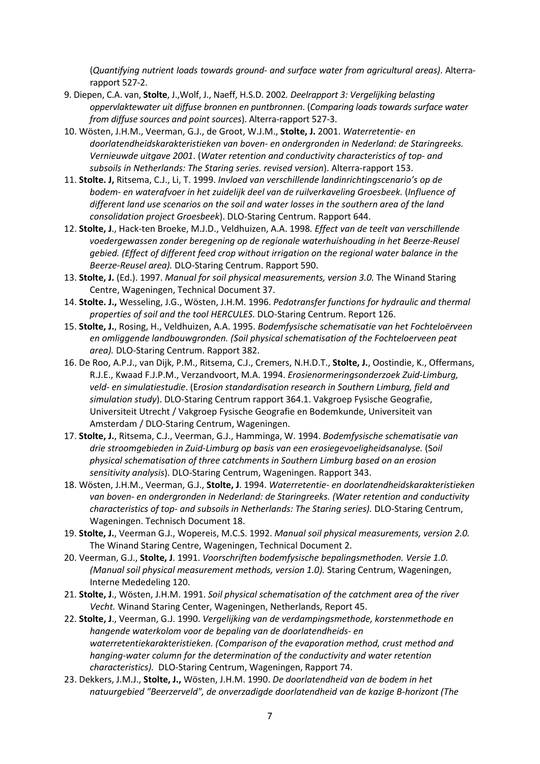(*Quantifying nutrient loads towards ground- and surface water from agricultural areas)*. Alterra-rapport 527-2.

9. Diepen, C.A. van, **Stolte**, J.,Wolf, J., Naeff, H.S.D. 2002*. Deelrapport 3: Vergelijking belasting oppervlaktewater uit diffuse bronnen en puntbronnen*. (*Comparing loads towards surface water from diffuse sources and point sources*). Alterra-rapport 527-3.
10. Wösten, J.H.M., Veerman, G.J., de Groot, W.J.M., **Stolte, J.** 2001. *Waterretentie- en doorlatendheidskarakteristieken van boven- en ondergronden in Nederland: de Staringreeks. Vernieuwde uitgave 2001*. (*Water retention and conductivity characteristics of top- and subsoils in Netherlands: The Staring series. revised version*). Alterra-rapport 153.
11. **Stolte. J,** Ritsema, C.J., Li, T. 1999. *Invloed van verschillende landinrichtingscenario's op de bodem- en waterafvoer in het zuidelijk deel van de ruilverkaveling Groesbeek.* (*Influence of different land use scenarios on the soil and water losses in the southern area of the land consolidation project Groesbeek*). DLO-Staring Centrum. Rapport 644.
12. **Stolte, J**., Hack-ten Broeke, M.J.D., Veldhuizen, A.A. 1998*. Effect van de teelt van verschillende voedergewassen zonder beregening op de regionale waterhuishouding in het Beerze-Reusel gebied. (Effect of different feed crop without irrigation on the regional water balance in the Beerze-Reusel area).* DLO-Staring Centrum. Rapport 590.
13. **Stolte, J.** (Ed.). 1997. *Manual for soil physical measurements, version 3.0.* The Winand Staring Centre, Wageningen, Technical Document 37.
14. **Stolte. J.,** Wesseling, J.G., Wösten, J.H.M. 1996. *Pedotransfer functions for hydraulic and thermal properties of soil and the tool HERCULES*. DLO-Staring Centrum. Report 126.
15. **Stolte, J.**, Rosing, H., Veldhuizen, A.A. 1995. *Bodemfysische schematisatie van het Fochteloërveen en omliggende landbouwgronden. (Soil physical schematisation of the Fochteloerveen peat area).* DLO-Staring Centrum. Rapport 382.
16. De Roo, A.P.J., van Dijk, P.M., Ritsema, C.J., Cremers, N.H.D.T., **Stolte, J.**, Oostindie, K., Offermans, R.J.E., Kwaad F.J.P.M., Verzandvoort, M.A. 1994. *Erosienormeringsonderzoek Zuid-Limburg, veld- en simulatiestudie*. (E*rosion standardisation research in Southern Limburg, field and simulation study*). DLO-Staring Centrum rapport 364.1. Vakgroep Fysische Geografie, Universiteit Utrecht / Vakgroep Fysische Geografie en Bodemkunde, Universiteit van Amsterdam / DLO-Staring Centrum, Wageningen.
17. **Stolte, J.**, Ritsema, C.J., Veerman, G.J., Hamminga, W. 1994. *Bodemfysische schematisatie van drie stroomgebieden in Zuid-Limburg op basis van een erosiegevoeligheidsanalyse.* (S*oil physical schematisation of three catchments in Southern Limburg based on an erosion sensitivity analysis*). DLO-Staring Centrum, Wageningen. Rapport 343.
18. Wösten, J.H.M., Veerman, G.J., **Stolte, J**. 1994. *Waterretentie- en doorlatendheidskarakteristieken van boven- en ondergronden in Nederland: de Staringreeks. (Water retention and conductivity characteristics of top- and subsoils in Netherlands: The Staring series).* DLO-Staring Centrum, Wageningen. Technisch Document 18.
19. **Stolte, J.**, Veerman G.J., Wopereis, M.C.S. 1992. *Manual soil physical measurements, version 2.0.* The Winand Staring Centre, Wageningen, Technical Document 2.
20. Veerman, G.J., **Stolte, J**. 1991. *Voorschriften bodemfysische bepalingsmethoden. Versie 1.0. (Manual soil physical measurement methods, version 1.0).* Staring Centrum, Wageningen, Interne Mededeling 120.
21. **Stolte, J**., Wösten, J.H.M. 1991. *Soil physical schematisation of the catchment area of the river Vecht.* Winand Staring Center, Wageningen, Netherlands, Report 45.
22. **Stolte, J**., Veerman, G.J. 1990. *Vergelijking van de verdampingsmethode, korstenmethode en hangende waterkolom voor de bepaling van de doorlatendheids- en waterretentiekarakteristieken. (Comparison of the evaporation method, crust method and hanging-water column for the determination of the conductivity and water retention characteristics).* DLO-Staring Centrum, Wageningen, Rapport 74.
23. Dekkers, J.M.J., **Stolte, J.,** Wösten, J.H.M. 1990. *De doorlatendheid van de bodem in het natuurgebied "Beerzerveld", de onverzadigde doorlatendheid van de kazige B-horizont (The*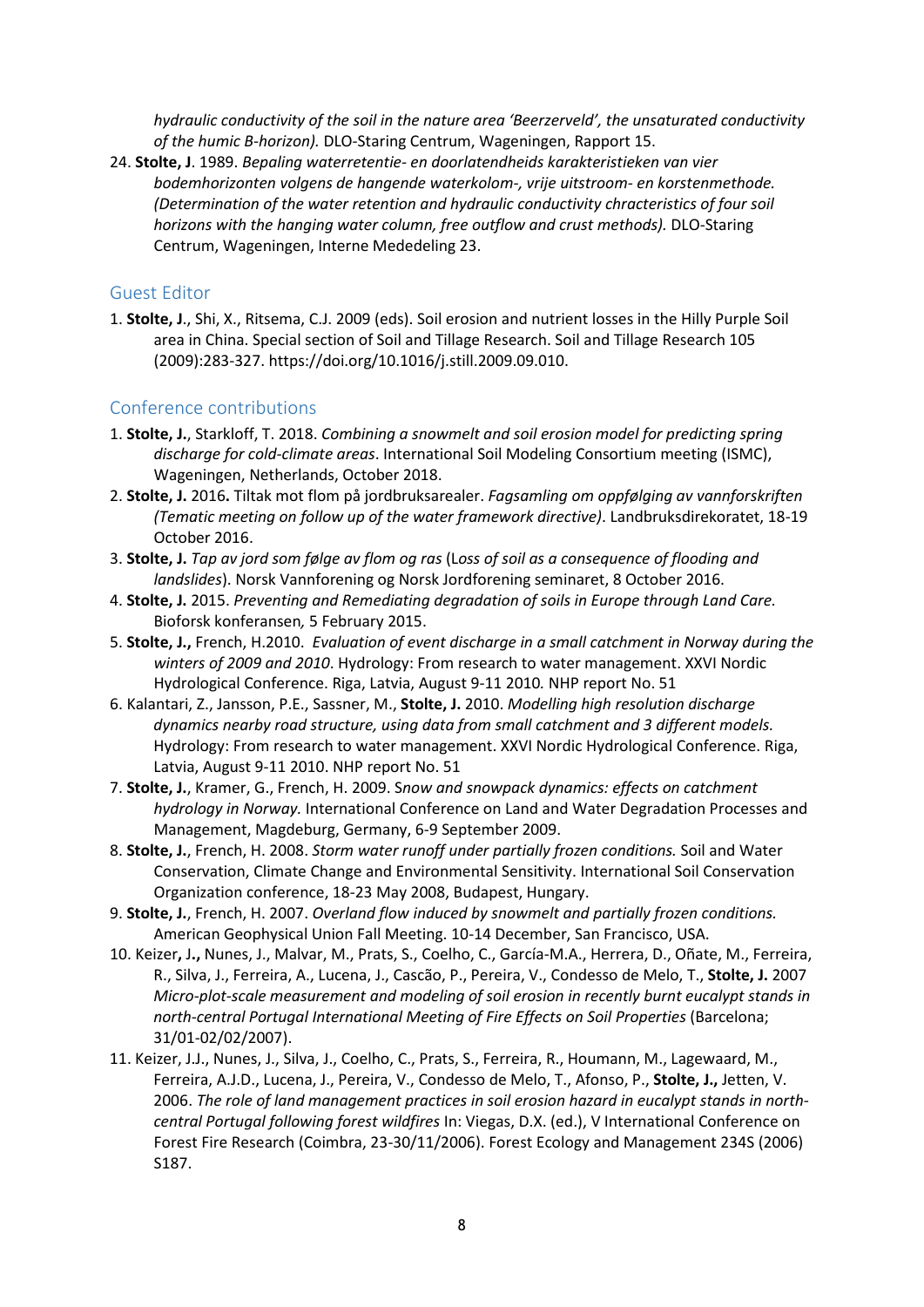*hydraulic conductivity of the soil in the nature area 'Beerzerveld', the unsaturated conductivity of the humic B-horizon).* DLO-Staring Centrum, Wageningen, Rapport 15.

24. **Stolte, J**. 1989. *Bepaling waterretentie- en doorlatendheids karakteristieken van vier bodemhorizonten volgens de hangende waterkolom-, vrije uitstroom- en korstenmethode. (Determination of the water retention and hydraulic conductivity chracteristics of four soil horizons with the hanging water column, free outflow and crust methods).* DLO-Staring Centrum, Wageningen, Interne Mededeling 23.

## Guest Editor

1. **Stolte, J**., Shi, X., Ritsema, C.J. 2009 (eds). Soil erosion and nutrient losses in the Hilly Purple Soil area in China. Special section of Soil and Tillage Research. Soil and Tillage Research 105 (2009):283-327. https://doi.org/10.1016/j.still.2009.09.010.

## Conference contributions

1. **Stolte, J.**, Starkloff, T. 2018. *Combining a snowmelt and soil erosion model for predicting spring discharge for cold-climate areas*. International Soil Modeling Consortium meeting (ISMC), Wageningen, Netherlands, October 2018.
2. **Stolte, J.** 2016**.** Tiltak mot flom på jordbruksarealer. *Fagsamling om oppfølging av vannforskriften (Tematic meeting on follow up of the water framework directive)*. Landbruksdirekoratet, 18-19 October 2016.
3. **Stolte, J.** *Tap av jord som følge av flom og ras* (L*oss of soil as a consequence of flooding and landslides*). Norsk Vannforening og Norsk Jordforening seminaret, 8 October 2016.
4. **Stolte, J.** 2015. *Preventing and Remediating degradation of soils in Europe through Land Care.* Bioforsk konferansen*,* 5 February 2015.
5. **Stolte, J.,** French, H.2010. *Evaluation of event discharge in a small catchment in Norway during the winters of 2009 and 2010*. Hydrology: From research to water management. XXVI Nordic Hydrological Conference. Riga, Latvia, August 9-11 2010*.* NHP report No. 51
6. Kalantari, Z., Jansson, P.E., Sassner, M., **Stolte, J.** 2010. *Modelling high resolution discharge dynamics nearby road structure, using data from small catchment and 3 different models.* Hydrology: From research to water management. XXVI Nordic Hydrological Conference. Riga, Latvia, August 9-11 2010. NHP report No. 51
7. **Stolte, J.**, Kramer, G., French, H. 2009. S*now and snowpack dynamics: effects on catchment hydrology in Norway.* International Conference on Land and Water Degradation Processes and Management, Magdeburg, Germany, 6-9 September 2009.
8. **Stolte, J.**, French, H. 2008. *Storm water runoff under partially frozen conditions.* Soil and Water Conservation, Climate Change and Environmental Sensitivity. International Soil Conservation Organization conference, 18-23 May 2008, Budapest, Hungary.
9. **Stolte, J.**, French, H. 2007. *Overland flow induced by snowmelt and partially frozen conditions.* American Geophysical Union Fall Meeting. 10-14 December, San Francisco, USA.
10. Keizer**,** J**.,** Nunes, J., Malvar, M., Prats, S., Coelho, C., García-M.A., Herrera, D., Oñate, M., Ferreira, R., Silva, J., Ferreira, A., Lucena, J., Cascão, P., Pereira, V., Condesso de Melo, T., **Stolte, J.** 2007 *Micro-plot-scale measurement and modeling of soil erosion in recently burnt eucalypt stands in north-central Portugal International Meeting of Fire Effects on Soil Properties* (Barcelona; 31/01-02/02/2007).
11. Keizer, J.J., Nunes, J., Silva, J., Coelho, C., Prats, S., Ferreira, R., Houmann, M., Lagewaard, M., Ferreira, A.J.D., Lucena, J., Pereira, V., Condesso de Melo, T., Afonso, P., **Stolte, J.,** Jetten, V. 2006. *The role of land management practices in soil erosion hazard in eucalypt stands in north-central Portugal following forest wildfires* In: Viegas, D.X. (ed.), V International Conference on Forest Fire Research (Coimbra, 23-30/11/2006). Forest Ecology and Management 234S (2006) S187.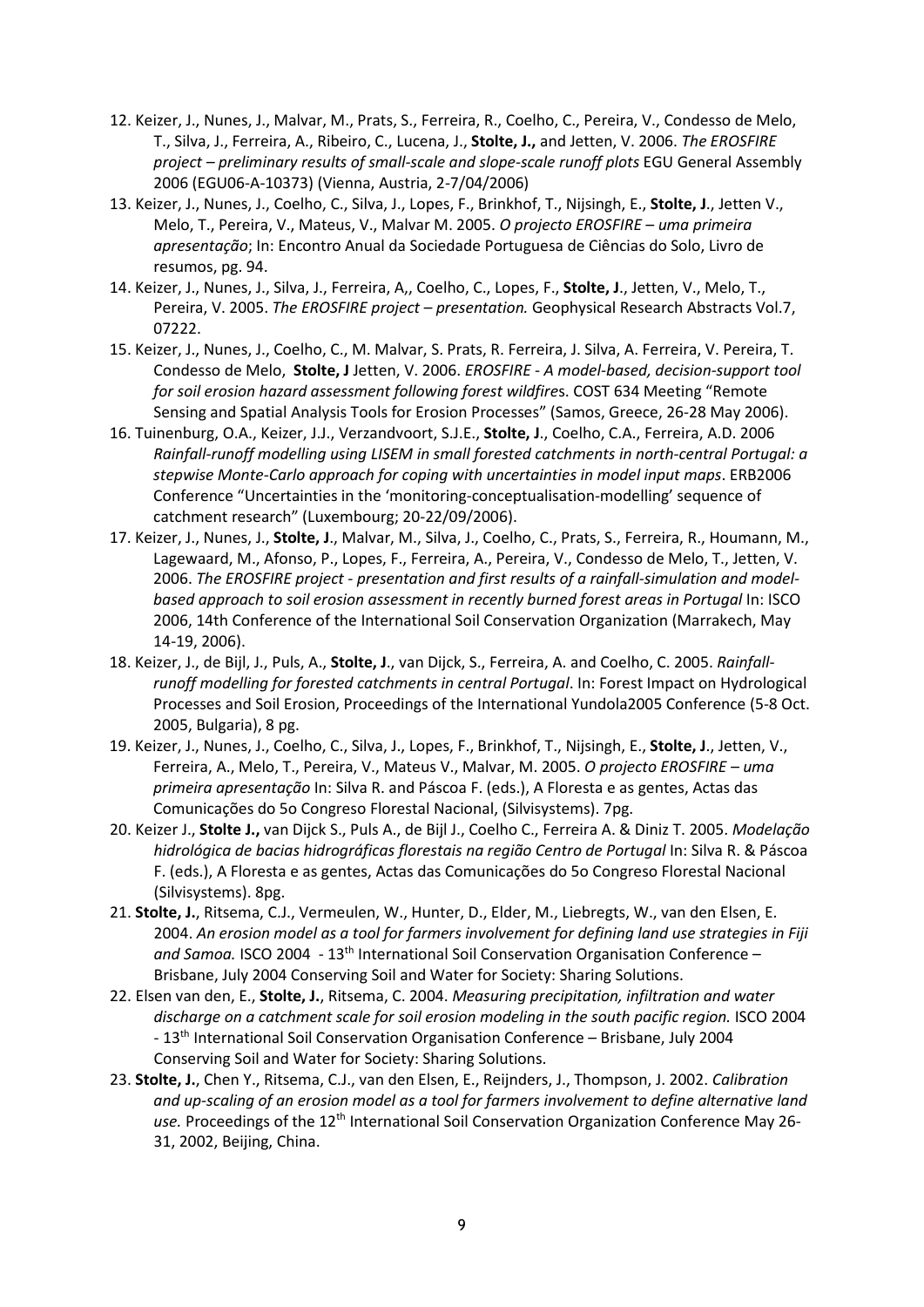12. Keizer, J., Nunes, J., Malvar, M., Prats, S., Ferreira, R., Coelho, C., Pereira, V., Condesso de Melo, T., Silva, J., Ferreira, A., Ribeiro, C., Lucena, J., **Stolte, J.,** and Jetten, V. 2006. *The EROSFIRE project – preliminary results of small-scale and slope-scale runoff plots* EGU General Assembly 2006 (EGU06-A-10373) (Vienna, Austria, 2-7/04/2006)
13. Keizer, J., Nunes, J., Coelho, C., Silva, J., Lopes, F., Brinkhof, T., Nijsingh, E., **Stolte, J**., Jetten V., Melo, T., Pereira, V., Mateus, V., Malvar M. 2005. *O projecto EROSFIRE – uma primeira apresentação*; In: Encontro Anual da Sociedade Portuguesa de Ciências do Solo, Livro de resumos, pg. 94.
14. Keizer, J., Nunes, J., Silva, J., Ferreira, A,, Coelho, C., Lopes, F., **Stolte, J**., Jetten, V., Melo, T., Pereira, V. 2005. *The EROSFIRE project – presentation.* Geophysical Research Abstracts Vol.7, 07222.
15. Keizer, J., Nunes, J., Coelho, C., M. Malvar, S. Prats, R. Ferreira, J. Silva, A. Ferreira, V. Pereira, T. Condesso de Melo, **Stolte, J** Jetten, V. 2006. *EROSFIRE - A model-based, decision-support tool for soil erosion hazard assessment following forest wildfire*s. COST 634 Meeting "Remote Sensing and Spatial Analysis Tools for Erosion Processes" (Samos, Greece, 26-28 May 2006).
16. Tuinenburg, O.A., Keizer, J.J., Verzandvoort, S.J.E., **Stolte, J**., Coelho, C.A., Ferreira, A.D. 2006 *Rainfall-runoff modelling using LISEM in small forested catchments in north-central Portugal: a stepwise Monte-Carlo approach for coping with uncertainties in model input maps*. ERB2006 Conference "Uncertainties in the 'monitoring-conceptualisation-modelling' sequence of catchment research" (Luxembourg; 20-22/09/2006).
17. Keizer, J., Nunes, J., **Stolte, J**., Malvar, M., Silva, J., Coelho, C., Prats, S., Ferreira, R., Houmann, M., Lagewaard, M., Afonso, P., Lopes, F., Ferreira, A., Pereira, V., Condesso de Melo, T., Jetten, V. 2006. *The EROSFIRE project - presentation and first results of a rainfall-simulation and model-based approach to soil erosion assessment in recently burned forest areas in Portugal* In: ISCO 2006, 14th Conference of the International Soil Conservation Organization (Marrakech, May 14-19, 2006).
18. Keizer, J., de Bijl, J., Puls, A., **Stolte, J**., van Dijck, S., Ferreira, A. and Coelho, C. 2005. *Rainfall-runoff modelling for forested catchments in central Portugal*. In: Forest Impact on Hydrological Processes and Soil Erosion, Proceedings of the International Yundola2005 Conference (5-8 Oct. 2005, Bulgaria), 8 pg.
19. Keizer, J., Nunes, J., Coelho, C., Silva, J., Lopes, F., Brinkhof, T., Nijsingh, E., **Stolte, J**., Jetten, V., Ferreira, A., Melo, T., Pereira, V., Mateus V., Malvar, M. 2005. *O projecto EROSFIRE – uma primeira apresentação* In: Silva R. and Páscoa F. (eds.), A Floresta e as gentes, Actas das Comunicações do 5o Congreso Florestal Nacional, (Silvisystems). 7pg.
20. Keizer J., **Stolte J.,** van Dijck S., Puls A., de Bijl J., Coelho C., Ferreira A. & Diniz T. 2005. *Modelação hidrológica de bacias hidrográficas florestais na região Centro de Portugal* In: Silva R. & Páscoa F. (eds.), A Floresta e as gentes, Actas das Comunicações do 5o Congreso Florestal Nacional (Silvisystems). 8pg.
21. **Stolte, J.**, Ritsema, C.J., Vermeulen, W., Hunter, D., Elder, M., Liebregts, W., van den Elsen, E. 2004. *An erosion model as a tool for farmers involvement for defining land use strategies in Fiji and Samoa.* ISCO 2004 - 13th International Soil Conservation Organisation Conference – Brisbane, July 2004 Conserving Soil and Water for Society: Sharing Solutions.
22. Elsen van den, E., **Stolte, J.**, Ritsema, C. 2004. *Measuring precipitation, infiltration and water discharge on a catchment scale for soil erosion modeling in the south pacific region.* ISCO 2004 - 13th International Soil Conservation Organisation Conference – Brisbane, July 2004 Conserving Soil and Water for Society: Sharing Solutions.
23. **Stolte, J.**, Chen Y., Ritsema, C.J., van den Elsen, E., Reijnders, J., Thompson, J. 2002. *Calibration and up-scaling of an erosion model as a tool for farmers involvement to define alternative land use.* Proceedings of the 12th International Soil Conservation Organization Conference May 26-31, 2002, Beijing, China.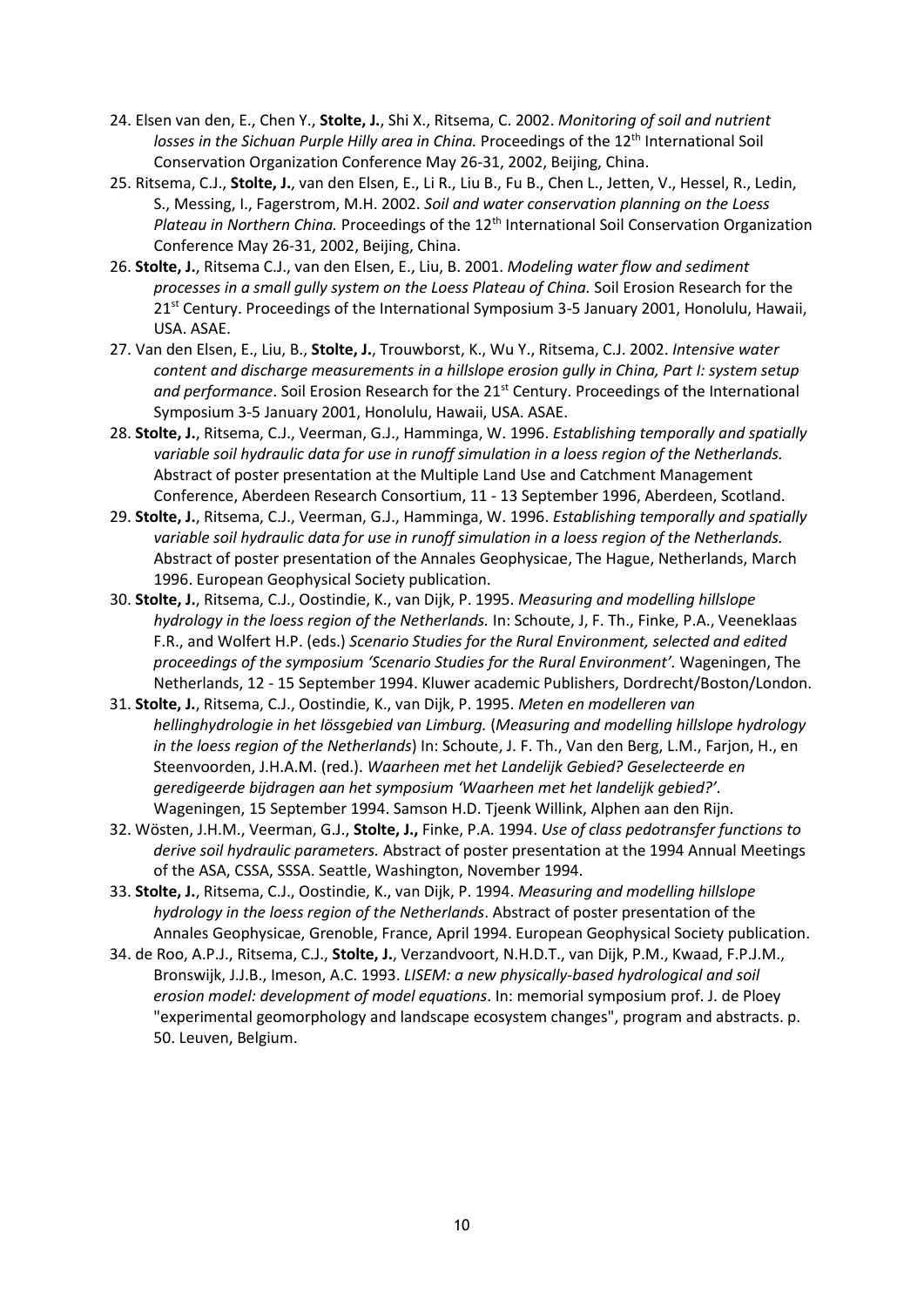24. Elsen van den, E., Chen Y., **Stolte, J.**, Shi X., Ritsema, C. 2002. *Monitoring of soil and nutrient losses in the Sichuan Purple Hilly area in China.* Proceedings of the 12th International Soil Conservation Organization Conference May 26-31, 2002, Beijing, China.
25. Ritsema, C.J., **Stolte, J.**, van den Elsen, E., Li R., Liu B., Fu B., Chen L., Jetten, V., Hessel, R., Ledin, S., Messing, I., Fagerstrom, M.H. 2002. *Soil and water conservation planning on the Loess Plateau in Northern China.* Proceedings of the 12th International Soil Conservation Organization Conference May 26-31, 2002, Beijing, China.
26. **Stolte, J.**, Ritsema C.J., van den Elsen, E., Liu, B. 2001. *Modeling water flow and sediment processes in a small gully system on the Loess Plateau of China.* Soil Erosion Research for the 21st Century. Proceedings of the International Symposium 3-5 January 2001, Honolulu, Hawaii, USA. ASAE.
27. Van den Elsen, E., Liu, B., **Stolte, J.**, Trouwborst, K., Wu Y., Ritsema, C.J. 2002. *Intensive water content and discharge measurements in a hillslope erosion gully in China, Part I: system setup and performance*. Soil Erosion Research for the 21st Century. Proceedings of the International Symposium 3-5 January 2001, Honolulu, Hawaii, USA. ASAE.
28. **Stolte, J.**, Ritsema, C.J., Veerman, G.J., Hamminga, W. 1996. *Establishing temporally and spatially variable soil hydraulic data for use in runoff simulation in a loess region of the Netherlands.* Abstract of poster presentation at the Multiple Land Use and Catchment Management Conference, Aberdeen Research Consortium, 11 - 13 September 1996, Aberdeen, Scotland.
29. **Stolte, J.**, Ritsema, C.J., Veerman, G.J., Hamminga, W. 1996. *Establishing temporally and spatially variable soil hydraulic data for use in runoff simulation in a loess region of the Netherlands.* Abstract of poster presentation of the Annales Geophysicae, The Hague, Netherlands, March 1996. European Geophysical Society publication.
30. **Stolte, J.**, Ritsema, C.J., Oostindie, K., van Dijk, P. 1995. *Measuring and modelling hillslope hydrology in the loess region of the Netherlands.* In: Schoute, J, F. Th., Finke, P.A., Veeneklaas F.R., and Wolfert H.P. (eds.) *Scenario Studies for the Rural Environment, selected and edited proceedings of the symposium 'Scenario Studies for the Rural Environment'.* Wageningen, The Netherlands, 12 - 15 September 1994. Kluwer academic Publishers, Dordrecht/Boston/London.
31. **Stolte, J.**, Ritsema, C.J., Oostindie, K., van Dijk, P. 1995. *Meten en modelleren van hellinghydrologie in het lössgebied van Limburg.* (*Measuring and modelling hillslope hydrology in the loess region of the Netherlands*) In: Schoute, J. F. Th., Van den Berg, L.M., Farjon, H., en Steenvoorden, J.H.A.M. (red.). *Waarheen met het Landelijk Gebied? Geselecteerde en geredigeerde bijdragen aan het symposium 'Waarheen met het landelijk gebied?'.* Wageningen, 15 September 1994. Samson H.D. Tjeenk Willink, Alphen aan den Rijn.
32. Wösten, J.H.M., Veerman, G.J., **Stolte, J.,** Finke, P.A. 1994. *Use of class pedotransfer functions to derive soil hydraulic parameters.* Abstract of poster presentation at the 1994 Annual Meetings of the ASA, CSSA, SSSA. Seattle, Washington, November 1994.
33. **Stolte, J.**, Ritsema, C.J., Oostindie, K., van Dijk, P. 1994. *Measuring and modelling hillslope hydrology in the loess region of the Netherlands*. Abstract of poster presentation of the Annales Geophysicae, Grenoble, France, April 1994. European Geophysical Society publication.
34. de Roo, A.P.J., Ritsema, C.J., **Stolte, J.**, Verzandvoort, N.H.D.T., van Dijk, P.M., Kwaad, F.P.J.M., Bronswijk, J.J.B., Imeson, A.C. 1993. *LISEM: a new physically-based hydrological and soil erosion model: development of model equations*. In: memorial symposium prof. J. de Ploey "experimental geomorphology and landscape ecosystem changes", program and abstracts. p. 50. Leuven, Belgium.